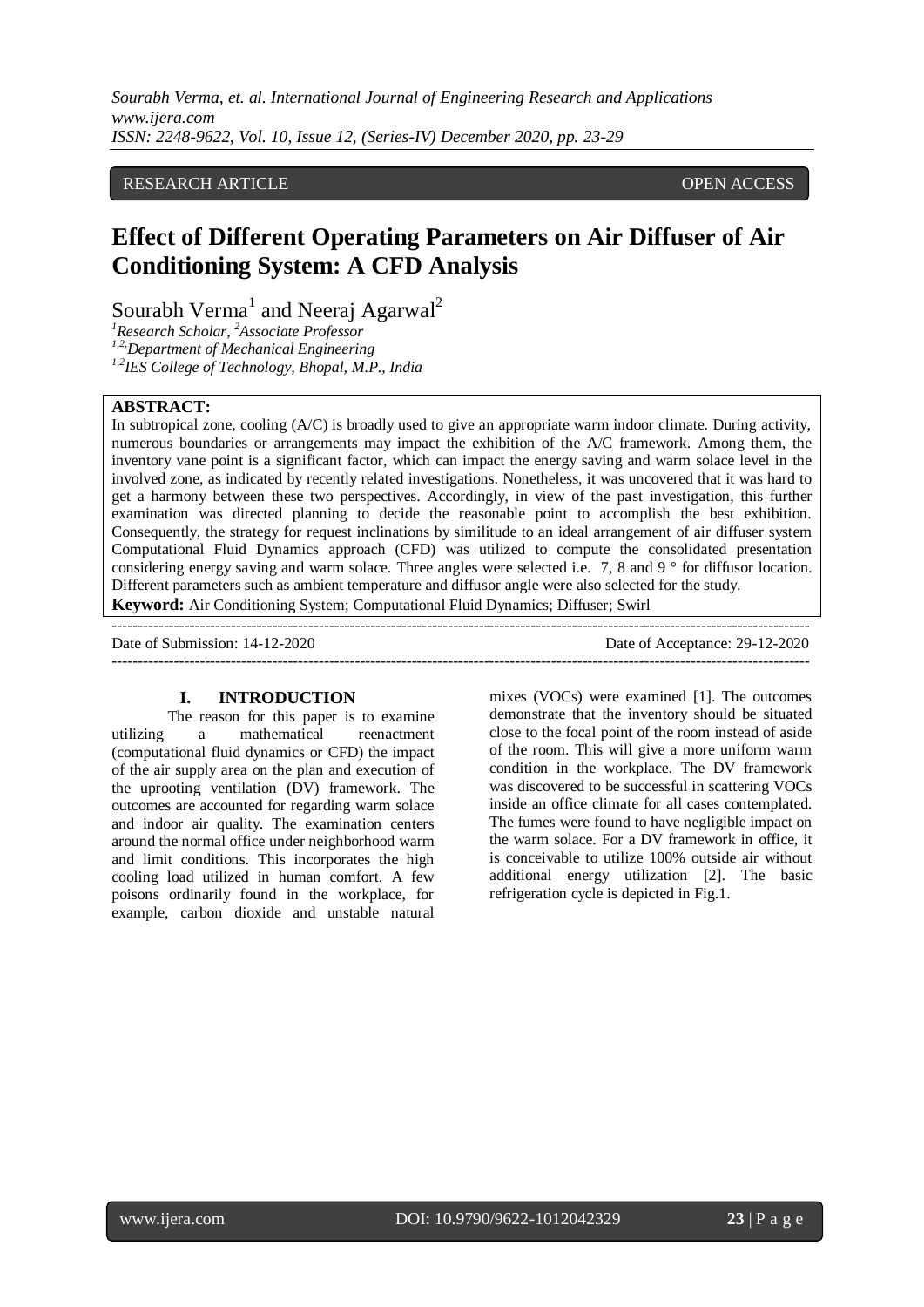RESEARCH ARTICLE OPEN ACCESS

# Effect of Different Operating Parameters on Air Diffuser of Air Conditioning System: A CFD Analysis

Sourabh Verma[1] and Neeraj Agarwal[2]

[1]Research Scholar, [2]Associate Professor
[1,2]Department of Mechanical Engineering
[1,2]IES College of Technology, Bhopal, M.P., India

**ABSTRACT:**

In subtropical zone, cooling (A/C) is broadly used to give an appropriate warm indoor climate. During activity, numerous boundaries or arrangements may impact the exhibition of the A/C framework. Among them, the inventory vane point is a significant factor, which can impact the energy saving and warm solace level in the involved zone, as indicated by recently related investigations. Nonetheless, it was uncovered that it was hard to get a harmony between these two perspectives. Accordingly, in view of the past investigation, this further examination was directed planning to decide the reasonable point to accomplish the best exhibition. Consequently, the strategy for request inclinations by similitude to an ideal arrangement of air diffuser system Computational Fluid Dynamics approach (CFD) was utilized to compute the consolidated presentation considering energy saving and warm solace. Three angles were selected i.e. 7, 8 and 9 ° for diffusor location. Different parameters such as ambient temperature and diffusor angle were also selected for the study.

**Keyword:** Air Conditioning System; Computational Fluid Dynamics; Diffuser; Swirl

Date of Submission: 14-12-2020 Date of Acceptance: 29-12-2020

## I. INTRODUCTION

The reason for this paper is to examine utilizing a mathematical reenactment (computational fluid dynamics or CFD) the impact of the air supply area on the plan and execution of the uprooting ventilation (DV) framework. The outcomes are accounted for regarding warm solace and indoor air quality. The examination centers around the normal office under neighborhood warm and limit conditions. This incorporates the high cooling load utilized in human comfort. A few poisons ordinarily found in the workplace, for example, carbon dioxide and unstable natural mixes (VOCs) were examined [1]. The outcomes demonstrate that the inventory should be situated close to the focal point of the room instead of aside of the room. This will give a more uniform warm condition in the workplace. The DV framework was discovered to be successful in scattering VOCs inside an office climate for all cases contemplated. The fumes were found to have negligible impact on the warm solace. For a DV framework in office, it is conceivable to utilize 100% outside air without additional energy utilization [2]. The basic refrigeration cycle is depicted in Fig.1.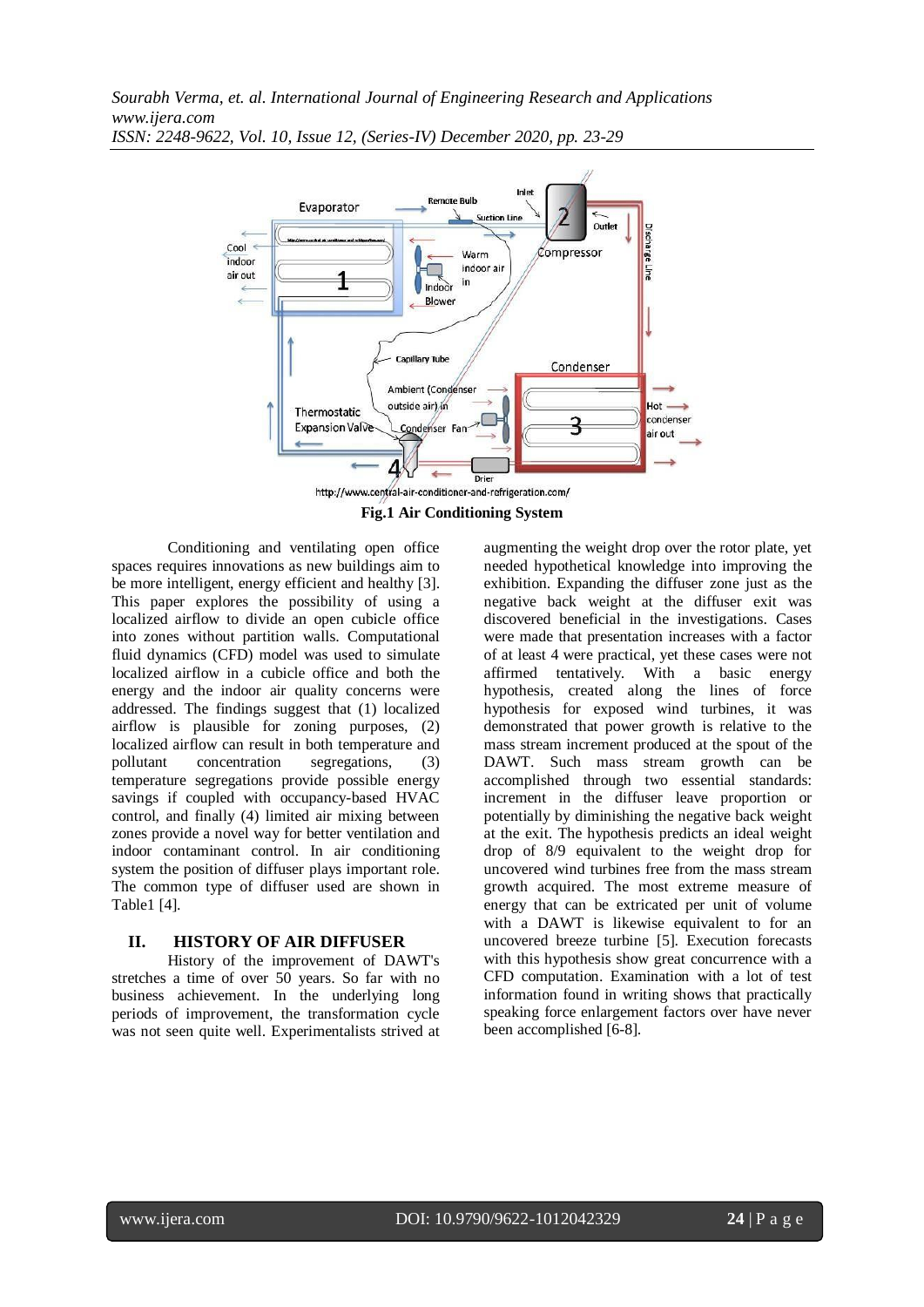Fig.1 Air Conditioning System

Conditioning and ventilating open office spaces requires innovations as new buildings aim to be more intelligent, energy efficient and healthy [3]. This paper explores the possibility of using a localized airflow to divide an open cubicle office into zones without partition walls. Computational fluid dynamics (CFD) model was used to simulate localized airflow in a cubicle office and both the energy and the indoor air quality concerns were addressed. The findings suggest that (1) localized airflow is plausible for zoning purposes, (2) localized airflow can result in both temperature and pollutant concentration segregations, (3) temperature segregations provide possible energy savings if coupled with occupancy-based HVAC control, and finally (4) limited air mixing between zones provide a novel way for better ventilation and indoor contaminant control. In air conditioning system the position of diffuser plays important role. The common type of diffuser used are shown in Table1 [4].

## II. HISTORY OF AIR DIFFUSER

History of the improvement of DAWT's stretches a time of over 50 years. So far with no business achievement. In the underlying long periods of improvement, the transformation cycle was not seen quite well. Experimentalists strived at augmenting the weight drop over the rotor plate, yet needed hypothetical knowledge into improving the exhibition. Expanding the diffuser zone just as the negative back weight at the diffuser exit was discovered beneficial in the investigations. Cases were made that presentation increases with a factor of at least 4 were practical, yet these cases were not affirmed tentatively. With a basic energy hypothesis, created along the lines of force hypothesis for exposed wind turbines, it was demonstrated that power growth is relative to the mass stream increment produced at the spout of the DAWT. Such mass stream growth can be accomplished through two essential standards: increment in the diffuser leave proportion or potentially by diminishing the negative back weight at the exit. The hypothesis predicts an ideal weight drop of 8/9 equivalent to the weight drop for uncovered wind turbines free from the mass stream growth acquired. The most extreme measure of energy that can be extricated per unit of volume with a DAWT is likewise equivalent to for an uncovered breeze turbine [5]. Execution forecasts with this hypothesis show great concurrence with a CFD computation. Examination with a lot of test information found in writing shows that practically speaking force enlargement factors over have never been accomplished [6-8].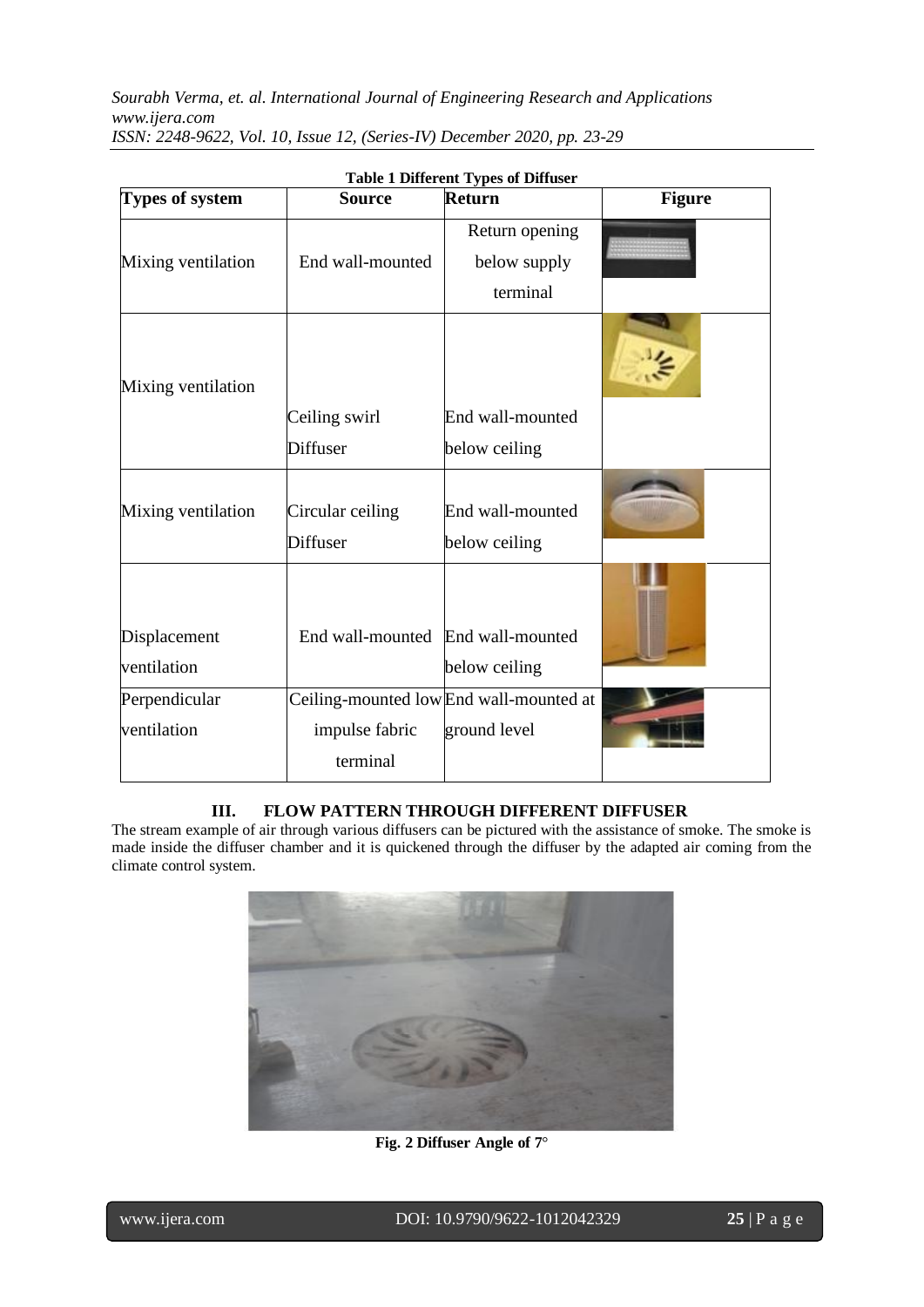**Table 1 Different Types of Diffuser**

| Types of system | Source | Return | Figure |
|---|---|---|---|
| Mixing ventilation | End wall-mounted | Return opening below supply terminal | |
| Mixing ventilation | Ceiling swirl Diffuser | End wall-mounted below ceiling | |
| Mixing ventilation | Circular ceiling Diffuser | End wall-mounted below ceiling | |
| Displacement ventilation | End wall-mounted | End wall-mounted below ceiling | |
| Perpendicular ventilation | Ceiling-mounted low impulse fabric terminal | End wall-mounted at ground level | |

## III. FLOW PATTERN THROUGH DIFFERENT DIFFUSER

The stream example of air through various diffusers can be pictured with the assistance of smoke. The smoke is made inside the diffuser chamber and it is quickened through the diffuser by the adapted air coming from the climate control system.

**Fig. 2 Diffuser Angle of 7°**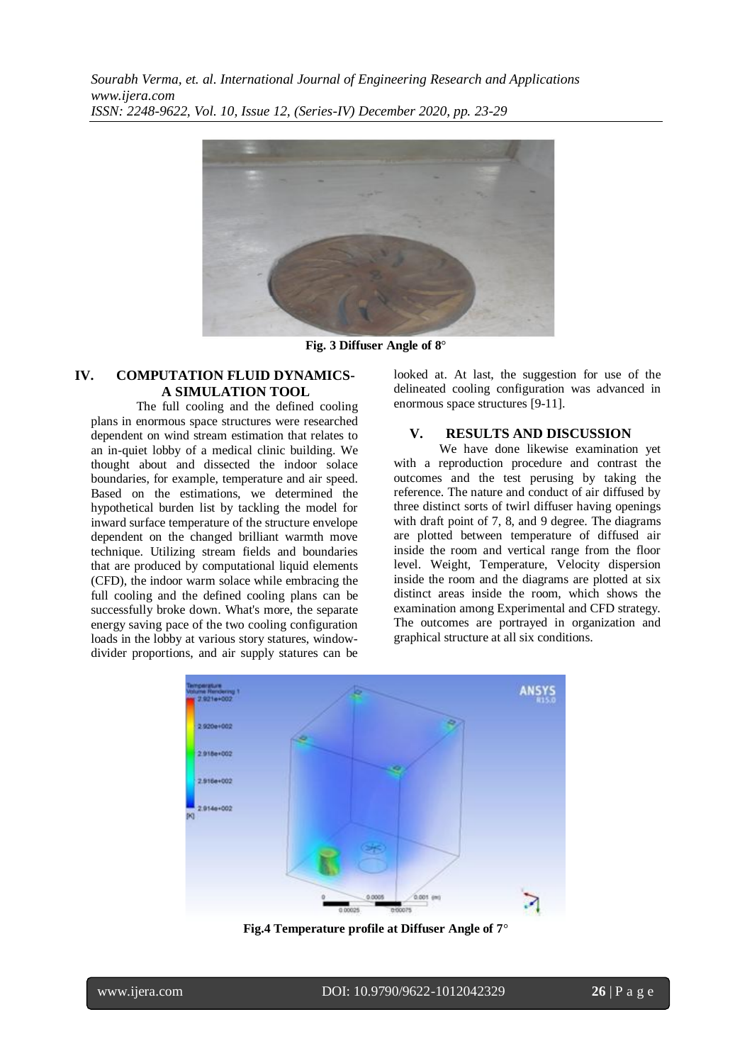Fig. 3 Diffuser Angle of 8°

## IV. COMPUTATION FLUID DYNAMICS- A SIMULATION TOOL

The full cooling and the defined cooling plans in enormous space structures were researched dependent on wind stream estimation that relates to an in-quiet lobby of a medical clinic building. We thought about and dissected the indoor solace boundaries, for example, temperature and air speed. Based on the estimations, we determined the hypothetical burden list by tackling the model for inward surface temperature of the structure envelope dependent on the changed brilliant warmth move technique. Utilizing stream fields and boundaries that are produced by computational liquid elements (CFD), the indoor warm solace while embracing the full cooling and the defined cooling plans can be successfully broke down. What's more, the separate energy saving pace of the two cooling configuration loads in the lobby at various story statures, window-divider proportions, and air supply statures can be looked at. At last, the suggestion for use of the delineated cooling configuration was advanced in enormous space structures [9-11].

## V. RESULTS AND DISCUSSION

We have done likewise examination yet with a reproduction procedure and contrast the outcomes and the test perusing by taking the reference. The nature and conduct of air diffused by three distinct sorts of twirl diffuser having openings with draft point of 7, 8, and 9 degree. The diagrams are plotted between temperature of diffused air inside the room and vertical range from the floor level. Weight, Temperature, Velocity dispersion inside the room and the diagrams are plotted at six distinct areas inside the room, which shows the examination among Experimental and CFD strategy. The outcomes are portrayed in organization and graphical structure at all six conditions.

Fig.4 Temperature profile at Diffuser Angle of 7°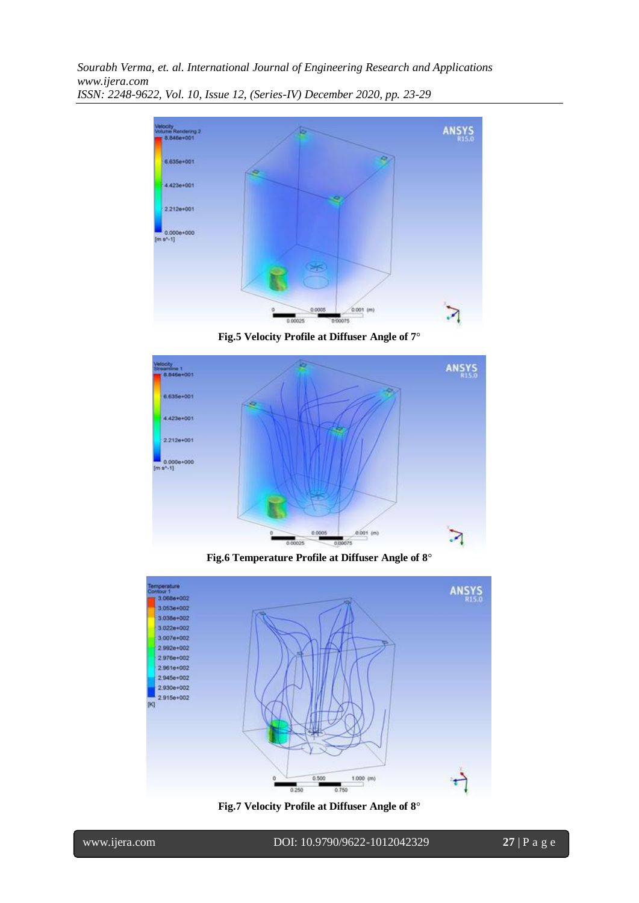Fig.5 Velocity Profile at Diffuser Angle of 7°

Fig.6 Temperature Profile at Diffuser Angle of 8°

Fig.7 Velocity Profile at Diffuser Angle of 8°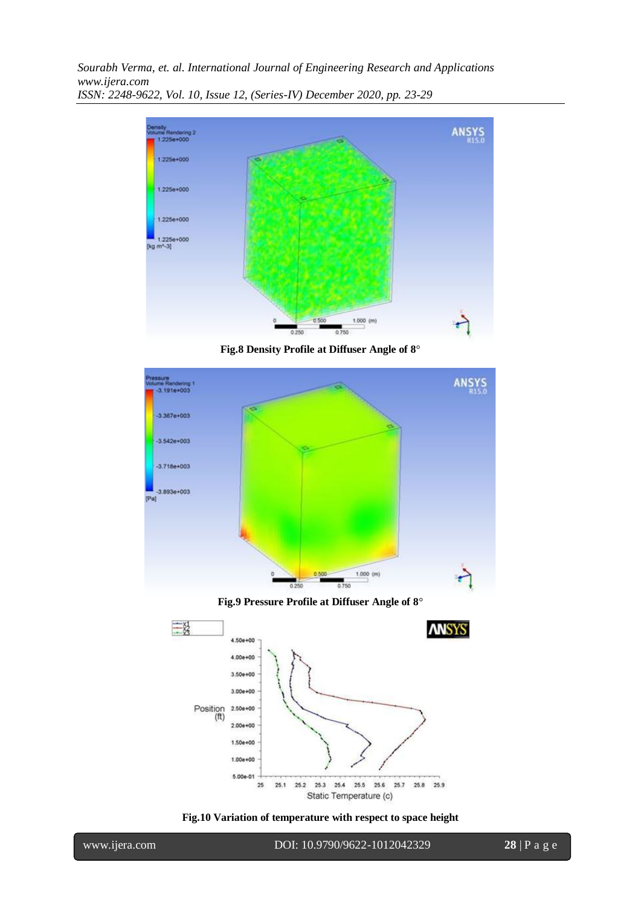**Fig.8 Density Profile at Diffuser Angle of 8°**

**Fig.9 Pressure Profile at Diffuser Angle of 8°**

**Fig.10 Variation of temperature with respect to space height**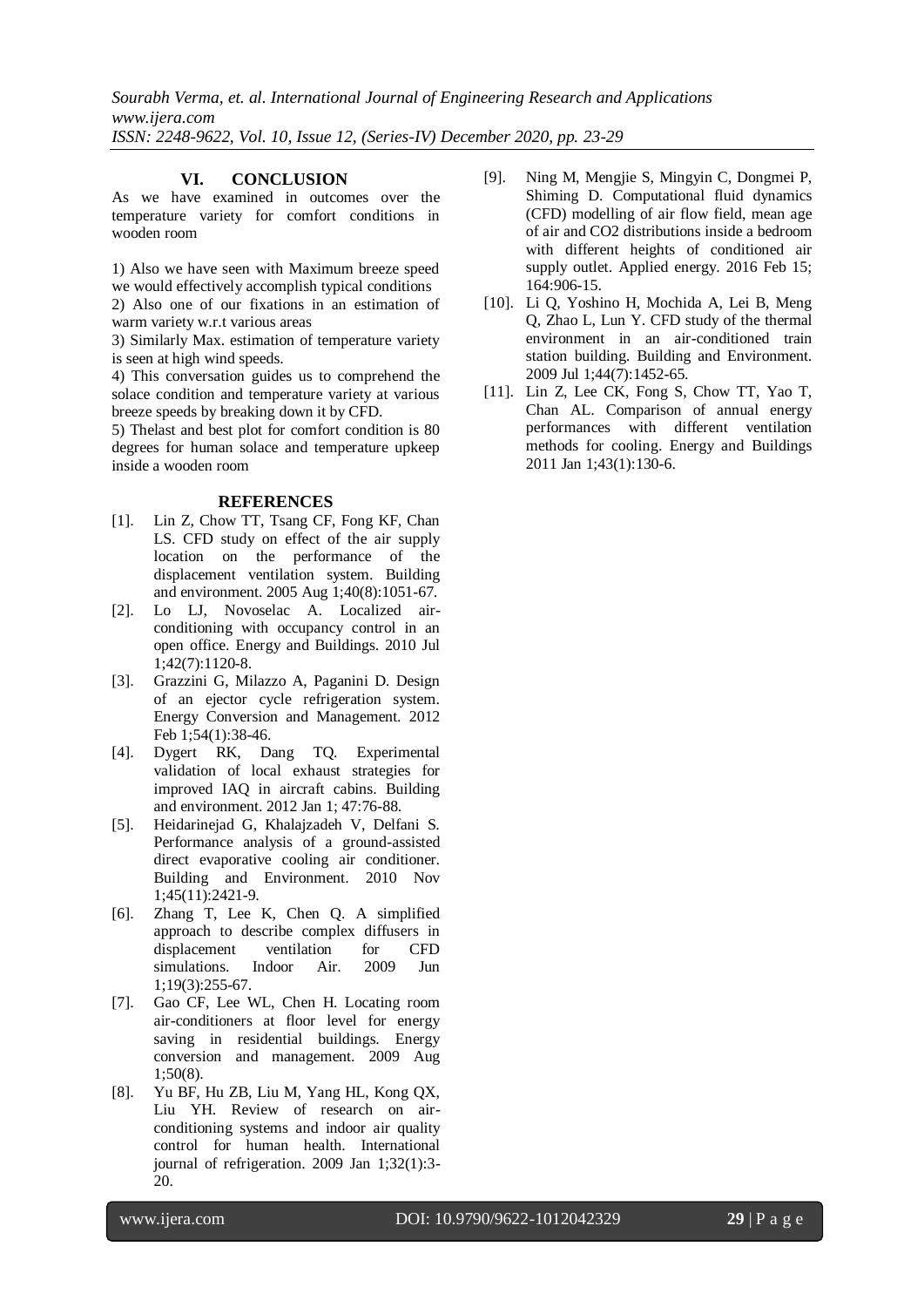## VI. CONCLUSION

As we have examined in outcomes over the temperature variety for comfort conditions in wooden room

1) Also we have seen with Maximum breeze speed we would effectively accomplish typical conditions
2) Also one of our fixations in an estimation of warm variety w.r.t various areas
3) Similarly Max. estimation of temperature variety is seen at high wind speeds.
4) This conversation guides us to comprehend the solace condition and temperature variety at various breeze speeds by breaking down it by CFD.
5) Thelast and best plot for comfort condition is 80 degrees for human solace and temperature upkeep inside a wooden room

## REFERENCES

[1]. Lin Z, Chow TT, Tsang CF, Fong KF, Chan LS. CFD study on effect of the air supply location on the performance of the displacement ventilation system. Building and environment. 2005 Aug 1;40(8):1051-67.

[2]. Lo LJ, Novoselac A. Localized air-conditioning with occupancy control in an open office. Energy and Buildings. 2010 Jul 1;42(7):1120-8.

[3]. Grazzini G, Milazzo A, Paganini D. Design of an ejector cycle refrigeration system. Energy Conversion and Management. 2012 Feb 1;54(1):38-46.

[4]. Dygert RK, Dang TQ. Experimental validation of local exhaust strategies for improved IAQ in aircraft cabins. Building and environment. 2012 Jan 1; 47:76-88.

[5]. Heidarinejad G, Khalajzadeh V, Delfani S. Performance analysis of a ground-assisted direct evaporative cooling air conditioner. Building and Environment. 2010 Nov 1;45(11):2421-9.

[6]. Zhang T, Lee K, Chen Q. A simplified approach to describe complex diffusers in displacement ventilation for CFD simulations. Indoor Air. 2009 Jun 1;19(3):255-67.

[7]. Gao CF, Lee WL, Chen H. Locating room air-conditioners at floor level for energy saving in residential buildings. Energy conversion and management. 2009 Aug 1;50(8).

[8]. Yu BF, Hu ZB, Liu M, Yang HL, Kong QX, Liu YH. Review of research on air-conditioning systems and indoor air quality control for human health. International journal of refrigeration. 2009 Jan 1;32(1):3-20.

[9]. Ning M, Mengjie S, Mingyin C, Dongmei P, Shiming D. Computational fluid dynamics (CFD) modelling of air flow field, mean age of air and CO2 distributions inside a bedroom with different heights of conditioned air supply outlet. Applied energy. 2016 Feb 15; 164:906-15.

[10]. Li Q, Yoshino H, Mochida A, Lei B, Meng Q, Zhao L, Lun Y. CFD study of the thermal environment in an air-conditioned train station building. Building and Environment. 2009 Jul 1;44(7):1452-65.

[11]. Lin Z, Lee CK, Fong S, Chow TT, Yao T, Chan AL. Comparison of annual energy performances with different ventilation methods for cooling. Energy and Buildings 2011 Jan 1;43(1):130-6.